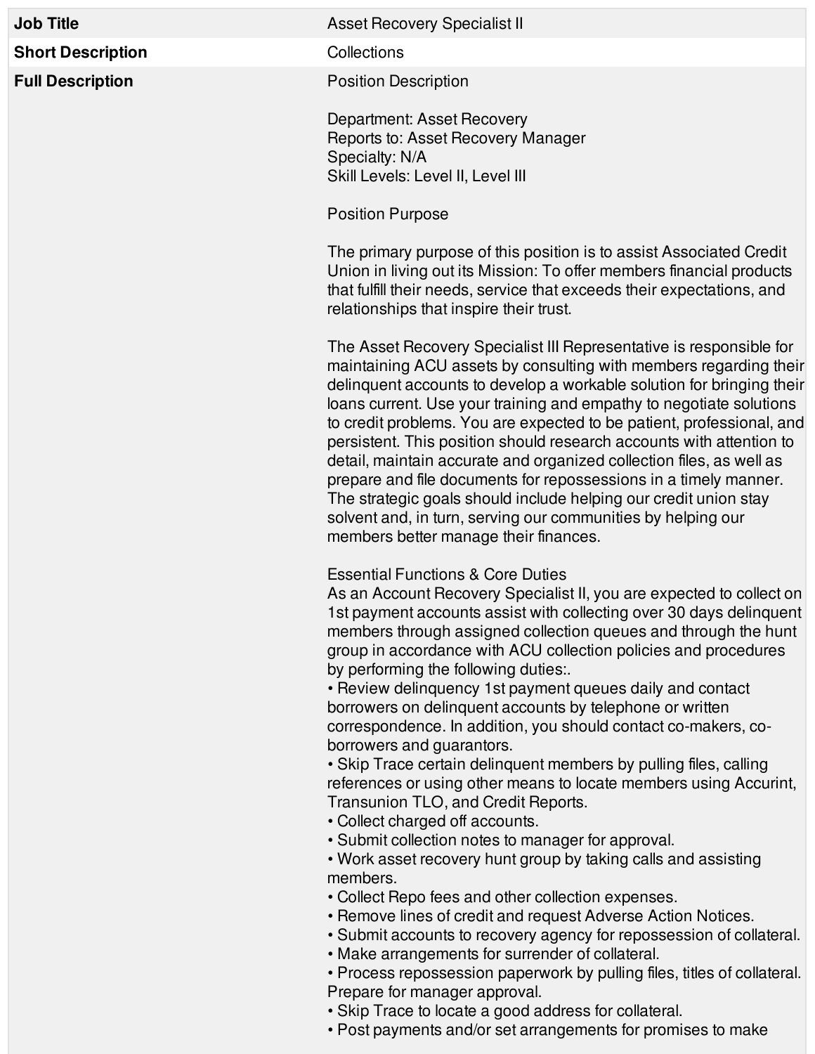| Job Title | Asset Recovery Specialist II |
| --- | --- |
| Short Description | Collections |
| Full Description | Position Description<br><br>Department: Asset Recovery<br>Reports to: Asset Recovery Manager<br>Specialty: N/A<br>Skill Levels: Level II, Level III<br><br>Position Purpose<br><br>The primary purpose of this position is to assist Associated Credit Union in living out its Mission: To offer members financial products that fulfill their needs, service that exceeds their expectations, and relationships that inspire their trust.<br><br>The Asset Recovery Specialist III Representative is responsible for maintaining ACU assets by consulting with members regarding their delinquent accounts to develop a workable solution for bringing their loans current. Use your training and empathy to negotiate solutions to credit problems. You are expected to be patient, professional, and persistent. This position should research accounts with attention to detail, maintain accurate and organized collection files, as well as prepare and file documents for repossessions in a timely manner. The strategic goals should include helping our credit union stay solvent and, in turn, serving our communities by helping our members better manage their finances.<br><br>Essential Functions & Core Duties<br>As an Account Recovery Specialist II, you are expected to collect on 1st payment accounts assist with collecting over 30 days delinquent members through assigned collection queues and through the hunt group in accordance with ACU collection policies and procedures by performing the following duties:.<br>• Review delinquency 1st payment queues daily and contact borrowers on delinquent accounts by telephone or written correspondence. In addition, you should contact co-makers, co-borrowers and guarantors.<br>• Skip Trace certain delinquent members by pulling files, calling references or using other means to locate members using Accurint, Transunion TLO, and Credit Reports.<br>• Collect charged off accounts.<br>• Submit collection notes to manager for approval.<br>• Work asset recovery hunt group by taking calls and assisting members.<br>• Collect Repo fees and other collection expenses.<br>• Remove lines of credit and request Adverse Action Notices.<br>• Submit accounts to recovery agency for repossession of collateral.<br>• Make arrangements for surrender of collateral.<br>• Process repossession paperwork by pulling files, titles of collateral. Prepare for manager approval.<br>• Skip Trace to locate a good address for collateral.<br>• Post payments and/or set arrangements for promises to make |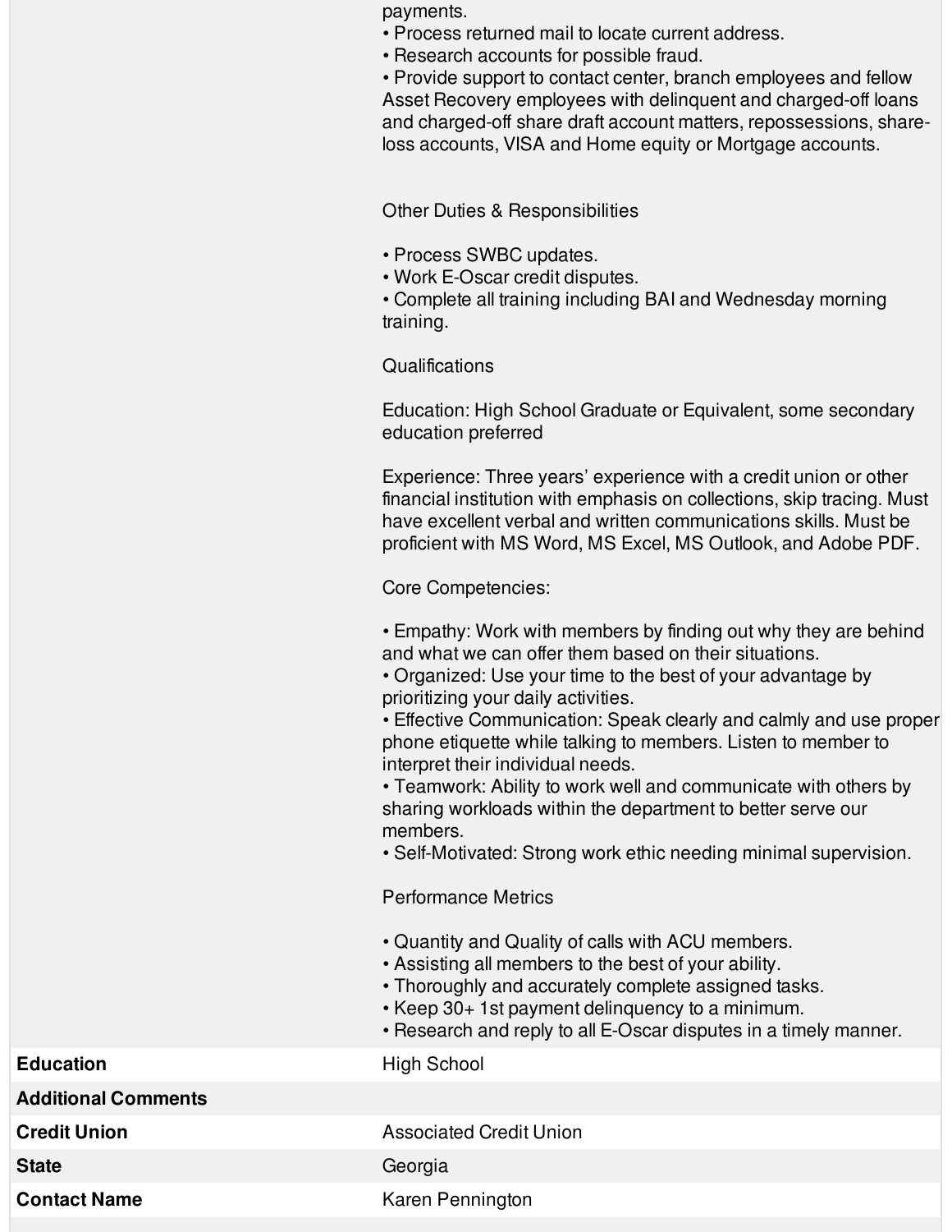payments.
• Process returned mail to locate current address.
• Research accounts for possible fraud.
• Provide support to contact center, branch employees and fellow Asset Recovery employees with delinquent and charged-off loans and charged-off share draft account matters, repossessions, share-loss accounts, VISA and Home equity or Mortgage accounts.

Other Duties & Responsibilities

• Process SWBC updates.
• Work E-Oscar credit disputes.
• Complete all training including BAI and Wednesday morning training.

Qualifications

Education: High School Graduate or Equivalent, some secondary education preferred

Experience: Three years' experience with a credit union or other financial institution with emphasis on collections, skip tracing. Must have excellent verbal and written communications skills. Must be proficient with MS Word, MS Excel, MS Outlook, and Adobe PDF.

Core Competencies:

• Empathy: Work with members by finding out why they are behind and what we can offer them based on their situations.
• Organized: Use your time to the best of your advantage by prioritizing your daily activities.
• Effective Communication: Speak clearly and calmly and use proper phone etiquette while talking to members. Listen to member to interpret their individual needs.
• Teamwork: Ability to work well and communicate with others by sharing workloads within the department to better serve our members.
• Self-Motivated: Strong work ethic needing minimal supervision.

Performance Metrics

• Quantity and Quality of calls with ACU members.
• Assisting all members to the best of your ability.
• Thoroughly and accurately complete assigned tasks.
• Keep 30+ 1st payment delinquency to a minimum.
• Research and reply to all E-Oscar disputes in a timely manner.

| | |
|---|---|
| **Education** | High School |
| **Additional Comments** | |
| **Credit Union** | Associated Credit Union |
| **State** | Georgia |
| **Contact Name** | Karen Pennington |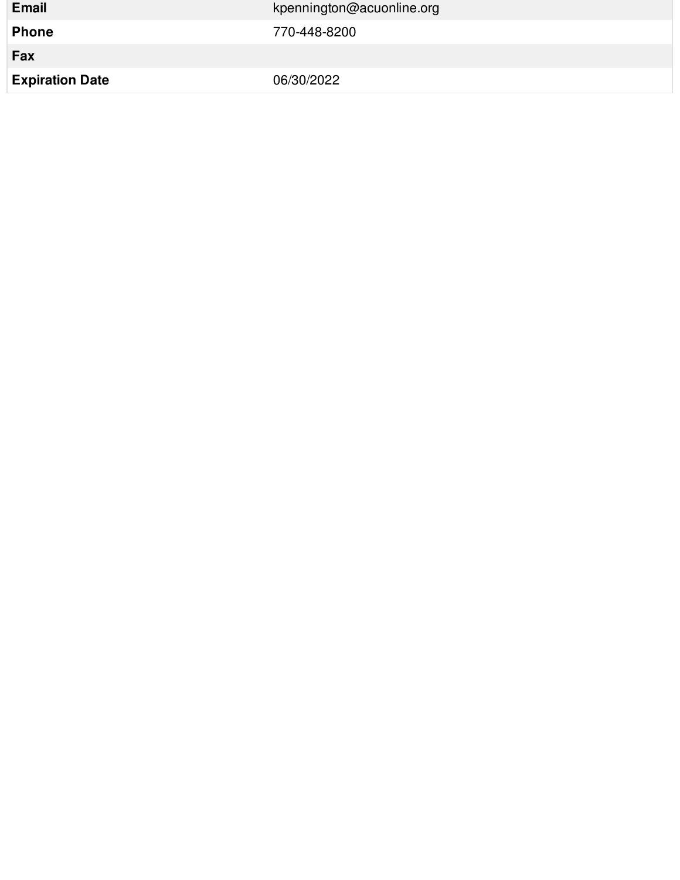| | |
|---|---|
| **Email** | kpennington@acuonline.org |
| **Phone** | 770-448-8200 |
| **Fax** | |
| **Expiration Date** | 06/30/2022 |